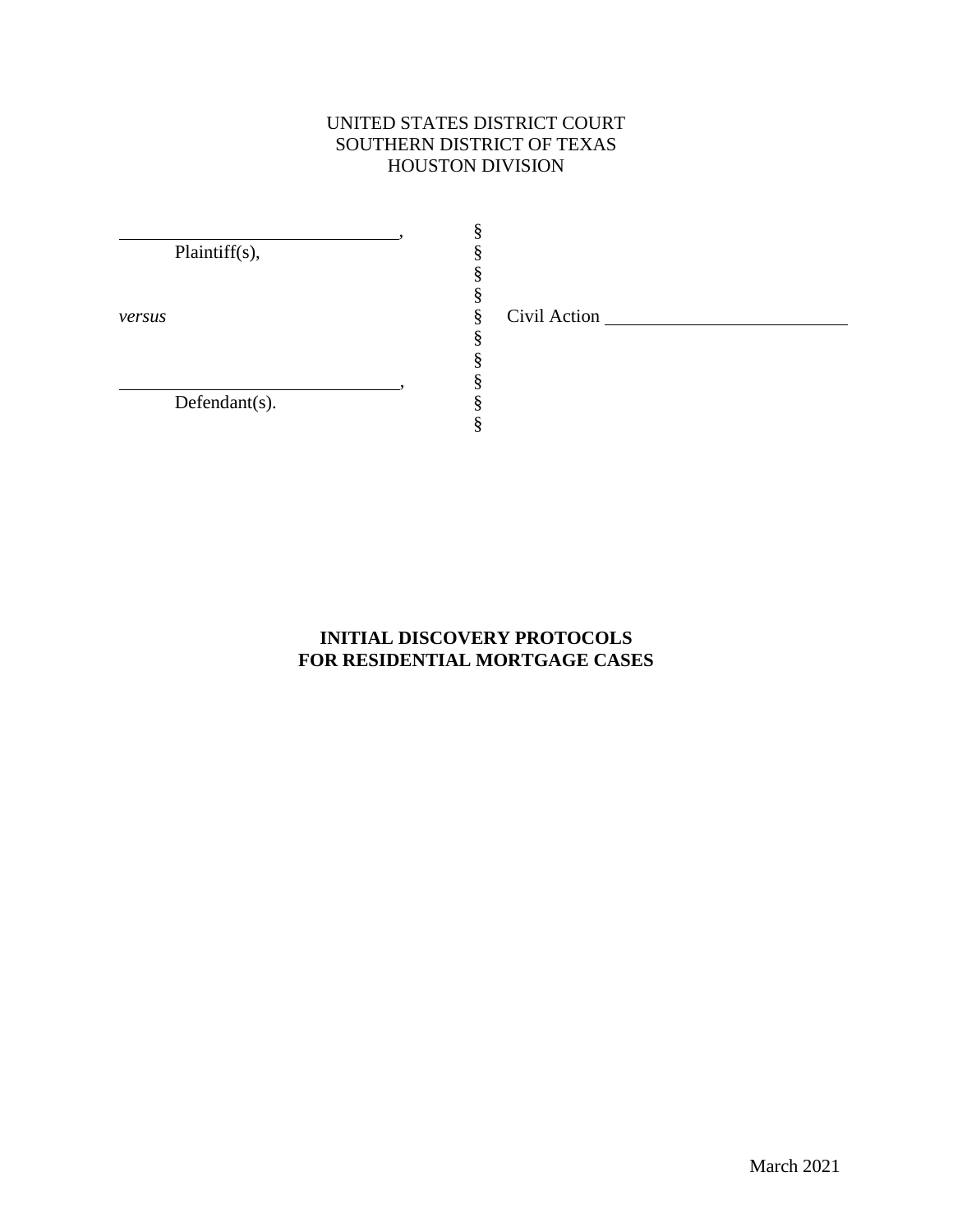UNITED STATES DISTRICT COURT
SOUTHERN DISTRICT OF TEXAS
HOUSTON DIVISION

| | | |
|---|---|---|
| ______________________________, | § | |
| Plaintiff(s), | § | |
| | § | |
| | § | |
| *versus* | § | Civil Action ________________________ |
| | § | |
| | § | |
| ______________________________, | § | |
| Defendant(s). | § | |
| | § | |

**INITIAL DISCOVERY PROTOCOLS**
**FOR RESIDENTIAL MORTGAGE CASES**

March 2021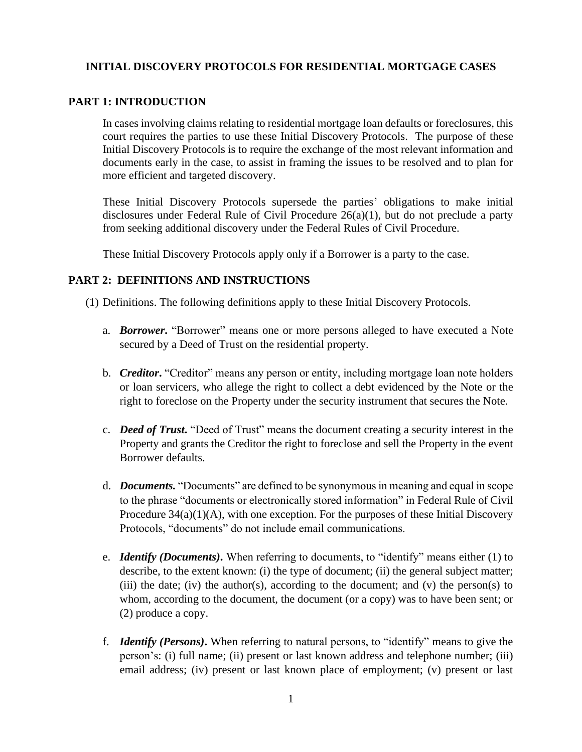# INITIAL DISCOVERY PROTOCOLS FOR RESIDENTIAL MORTGAGE CASES

## PART 1: INTRODUCTION

In cases involving claims relating to residential mortgage loan defaults or foreclosures, this court requires the parties to use these Initial Discovery Protocols. The purpose of these Initial Discovery Protocols is to require the exchange of the most relevant information and documents early in the case, to assist in framing the issues to be resolved and to plan for more efficient and targeted discovery.

These Initial Discovery Protocols supersede the parties' obligations to make initial disclosures under Federal Rule of Civil Procedure 26(a)(1), but do not preclude a party from seeking additional discovery under the Federal Rules of Civil Procedure.

These Initial Discovery Protocols apply only if a Borrower is a party to the case.

## PART 2: DEFINITIONS AND INSTRUCTIONS

(1) Definitions. The following definitions apply to these Initial Discovery Protocols.

a. ***Borrower*.** "Borrower" means one or more persons alleged to have executed a Note secured by a Deed of Trust on the residential property.

b. ***Creditor*.** "Creditor" means any person or entity, including mortgage loan note holders or loan servicers, who allege the right to collect a debt evidenced by the Note or the right to foreclose on the Property under the security instrument that secures the Note.

c. ***Deed of Trust*.** "Deed of Trust" means the document creating a security interest in the Property and grants the Creditor the right to foreclose and sell the Property in the event Borrower defaults.

d. ***Documents.*** "Documents" are defined to be synonymous in meaning and equal in scope to the phrase "documents or electronically stored information" in Federal Rule of Civil Procedure 34(a)(1)(A), with one exception. For the purposes of these Initial Discovery Protocols, "documents" do not include email communications.

e. ***Identify (Documents)*.** When referring to documents, to "identify" means either (1) to describe, to the extent known: (i) the type of document; (ii) the general subject matter; (iii) the date; (iv) the author(s), according to the document; and (v) the person(s) to whom, according to the document, the document (or a copy) was to have been sent; or (2) produce a copy.

f. ***Identify (Persons)*.** When referring to natural persons, to "identify" means to give the person's: (i) full name; (ii) present or last known address and telephone number; (iii) email address; (iv) present or last known place of employment; (v) present or last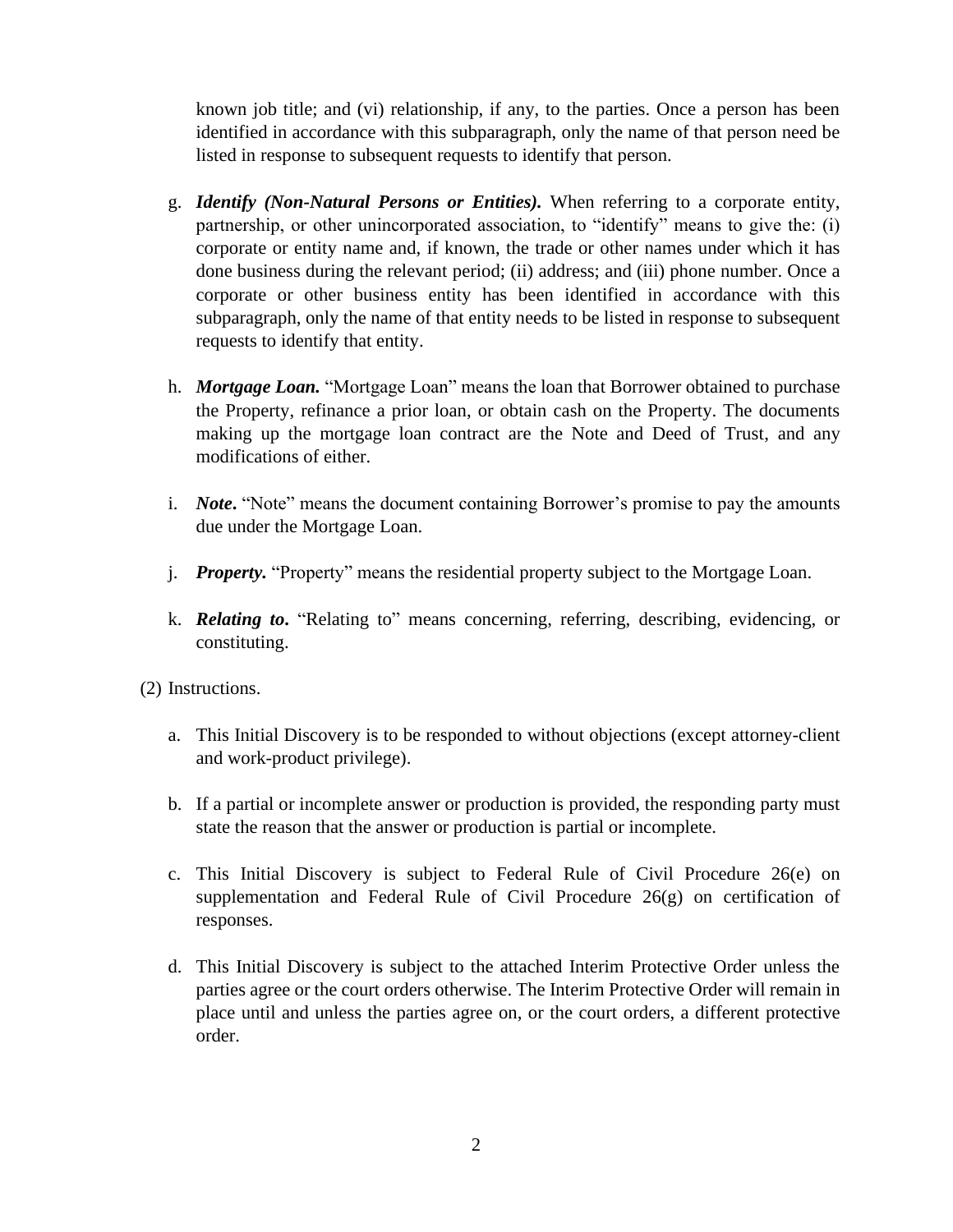known job title; and (vi) relationship, if any, to the parties. Once a person has been identified in accordance with this subparagraph, only the name of that person need be listed in response to subsequent requests to identify that person.

g. ***Identify (Non-Natural Persons or Entities).*** When referring to a corporate entity, partnership, or other unincorporated association, to "identify" means to give the: (i) corporate or entity name and, if known, the trade or other names under which it has done business during the relevant period; (ii) address; and (iii) phone number. Once a corporate or other business entity has been identified in accordance with this subparagraph, only the name of that entity needs to be listed in response to subsequent requests to identify that entity.

h. ***Mortgage Loan.*** "Mortgage Loan" means the loan that Borrower obtained to purchase the Property, refinance a prior loan, or obtain cash on the Property. The documents making up the mortgage loan contract are the Note and Deed of Trust, and any modifications of either.

i. ***Note*****.** "Note" means the document containing Borrower's promise to pay the amounts due under the Mortgage Loan.

j. ***Property.*** "Property" means the residential property subject to the Mortgage Loan.

k. ***Relating to*****.** "Relating to" means concerning, referring, describing, evidencing, or constituting.

(2) Instructions.

a. This Initial Discovery is to be responded to without objections (except attorney-client and work-product privilege).

b. If a partial or incomplete answer or production is provided, the responding party must state the reason that the answer or production is partial or incomplete.

c. This Initial Discovery is subject to Federal Rule of Civil Procedure 26(e) on supplementation and Federal Rule of Civil Procedure 26(g) on certification of responses.

d. This Initial Discovery is subject to the attached Interim Protective Order unless the parties agree or the court orders otherwise. The Interim Protective Order will remain in place until and unless the parties agree on, or the court orders, a different protective order.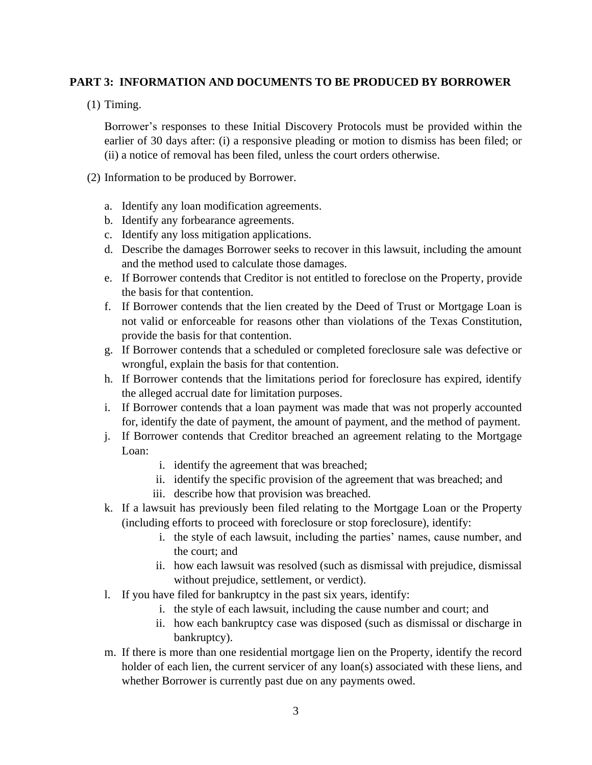**PART 3: INFORMATION AND DOCUMENTS TO BE PRODUCED BY BORROWER**

(1) Timing.

Borrower's responses to these Initial Discovery Protocols must be provided within the earlier of 30 days after: (i) a responsive pleading or motion to dismiss has been filed; or (ii) a notice of removal has been filed, unless the court orders otherwise.

(2) Information to be produced by Borrower.

a. Identify any loan modification agreements.

b. Identify any forbearance agreements.

c. Identify any loss mitigation applications.

d. Describe the damages Borrower seeks to recover in this lawsuit, including the amount and the method used to calculate those damages.

e. If Borrower contends that Creditor is not entitled to foreclose on the Property, provide the basis for that contention.

f. If Borrower contends that the lien created by the Deed of Trust or Mortgage Loan is not valid or enforceable for reasons other than violations of the Texas Constitution, provide the basis for that contention.

g. If Borrower contends that a scheduled or completed foreclosure sale was defective or wrongful, explain the basis for that contention.

h. If Borrower contends that the limitations period for foreclosure has expired, identify the alleged accrual date for limitation purposes.

i. If Borrower contends that a loan payment was made that was not properly accounted for, identify the date of payment, the amount of payment, and the method of payment.

j. If Borrower contends that Creditor breached an agreement relating to the Mortgage Loan:

   i. identify the agreement that was breached;
   
   ii. identify the specific provision of the agreement that was breached; and
   
   iii. describe how that provision was breached.

k. If a lawsuit has previously been filed relating to the Mortgage Loan or the Property (including efforts to proceed with foreclosure or stop foreclosure), identify:

   i. the style of each lawsuit, including the parties' names, cause number, and the court; and
   
   ii. how each lawsuit was resolved (such as dismissal with prejudice, dismissal without prejudice, settlement, or verdict).

l. If you have filed for bankruptcy in the past six years, identify:

   i. the style of each lawsuit, including the cause number and court; and
   
   ii. how each bankruptcy case was disposed (such as dismissal or discharge in bankruptcy).

m. If there is more than one residential mortgage lien on the Property, identify the record holder of each lien, the current servicer of any loan(s) associated with these liens, and whether Borrower is currently past due on any payments owed.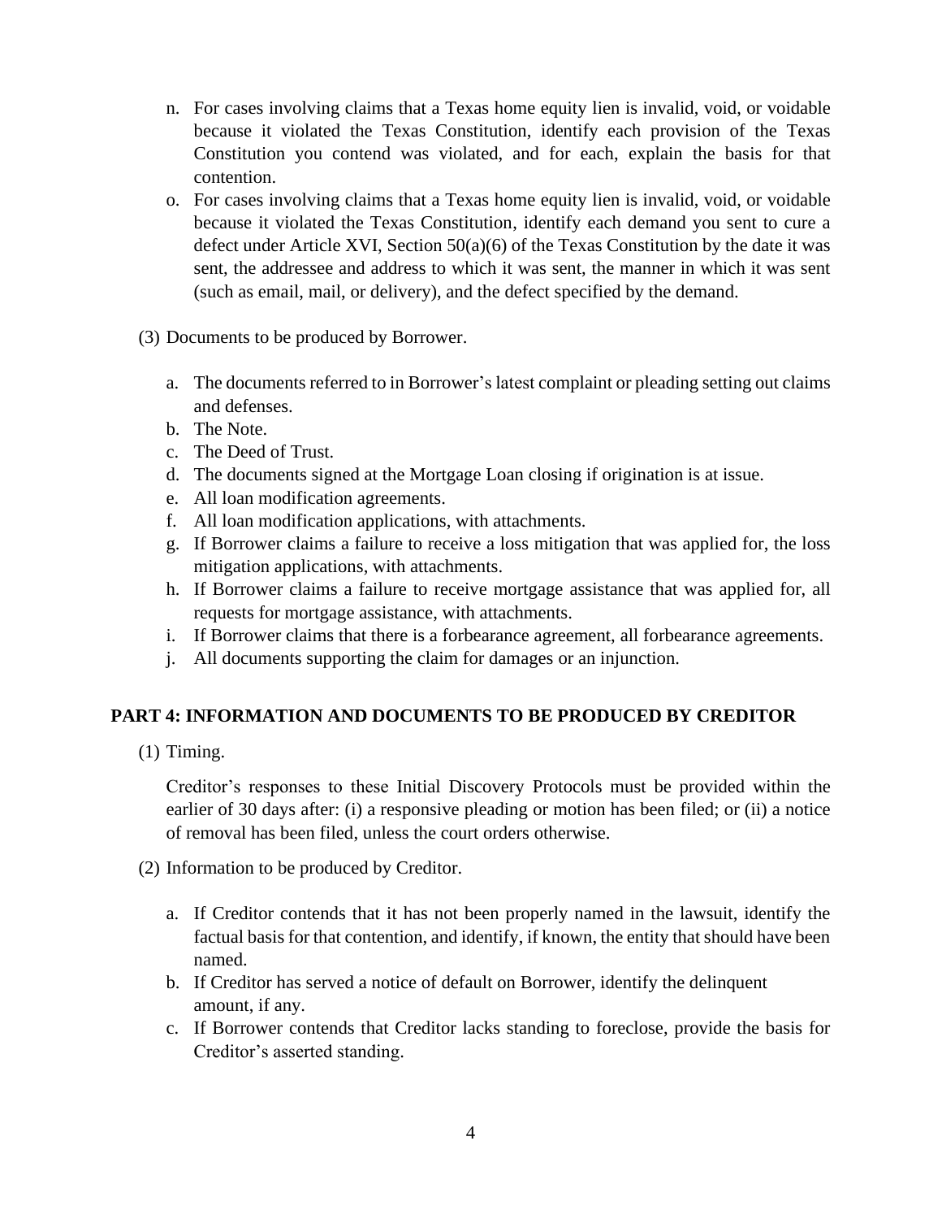n. For cases involving claims that a Texas home equity lien is invalid, void, or voidable because it violated the Texas Constitution, identify each provision of the Texas Constitution you contend was violated, and for each, explain the basis for that contention.

o. For cases involving claims that a Texas home equity lien is invalid, void, or voidable because it violated the Texas Constitution, identify each demand you sent to cure a defect under Article XVI, Section 50(a)(6) of the Texas Constitution by the date it was sent, the addressee and address to which it was sent, the manner in which it was sent (such as email, mail, or delivery), and the defect specified by the demand.

(3) Documents to be produced by Borrower.

a. The documents referred to in Borrower's latest complaint or pleading setting out claims and defenses.
b. The Note.
c. The Deed of Trust.
d. The documents signed at the Mortgage Loan closing if origination is at issue.
e. All loan modification agreements.
f. All loan modification applications, with attachments.
g. If Borrower claims a failure to receive a loss mitigation that was applied for, the loss mitigation applications, with attachments.
h. If Borrower claims a failure to receive mortgage assistance that was applied for, all requests for mortgage assistance, with attachments.
i. If Borrower claims that there is a forbearance agreement, all forbearance agreements.
j. All documents supporting the claim for damages or an injunction.

## PART 4: INFORMATION AND DOCUMENTS TO BE PRODUCED BY CREDITOR

(1) Timing.

Creditor's responses to these Initial Discovery Protocols must be provided within the earlier of 30 days after: (i) a responsive pleading or motion has been filed; or (ii) a notice of removal has been filed, unless the court orders otherwise.

(2) Information to be produced by Creditor.

a. If Creditor contends that it has not been properly named in the lawsuit, identify the factual basis for that contention, and identify, if known, the entity that should have been named.
b. If Creditor has served a notice of default on Borrower, identify the delinquent amount, if any.
c. If Borrower contends that Creditor lacks standing to foreclose, provide the basis for Creditor's asserted standing.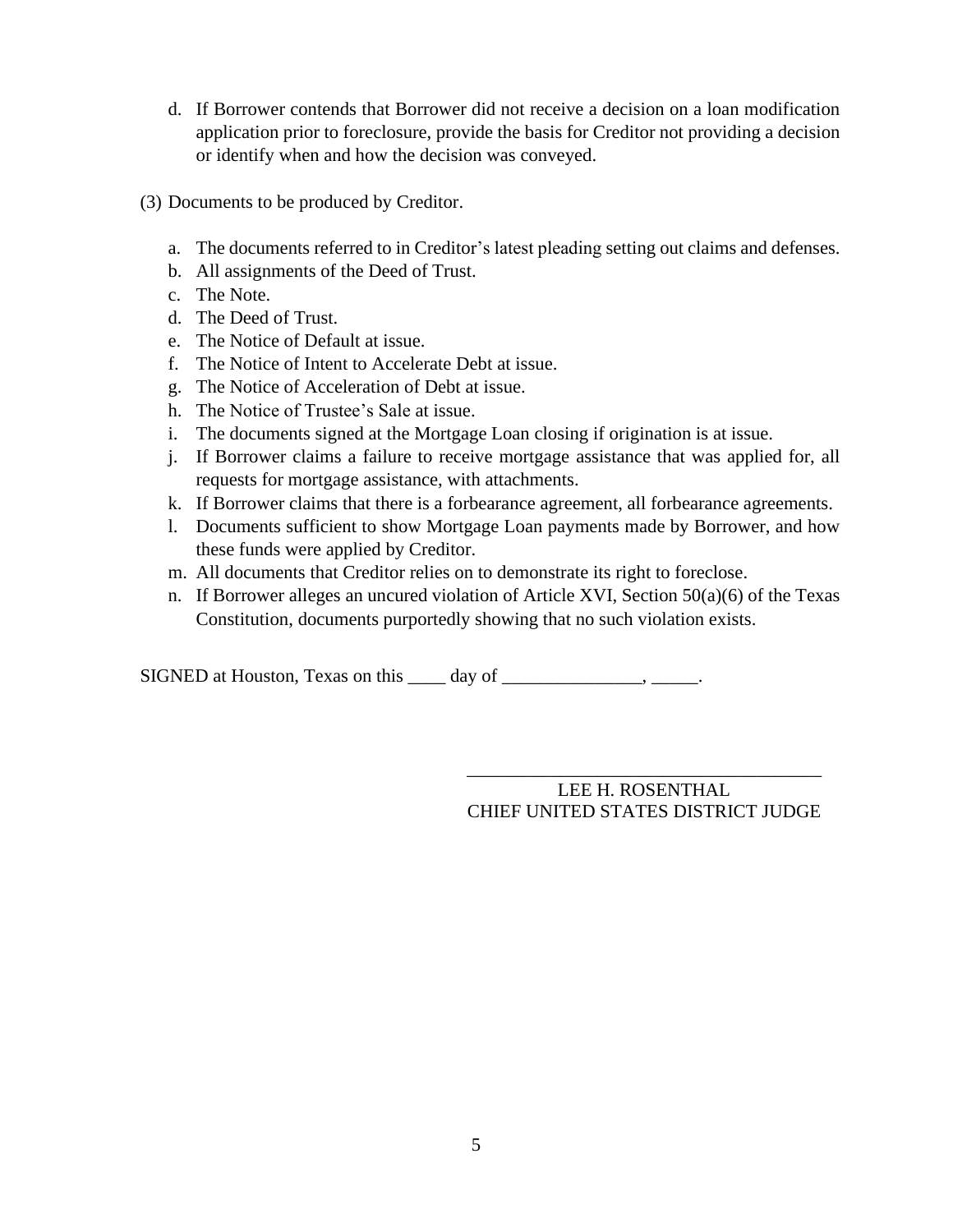d. If Borrower contends that Borrower did not receive a decision on a loan modification application prior to foreclosure, provide the basis for Creditor not providing a decision or identify when and how the decision was conveyed.

(3) Documents to be produced by Creditor.

a. The documents referred to in Creditor's latest pleading setting out claims and defenses.
b. All assignments of the Deed of Trust.
c. The Note.
d. The Deed of Trust.
e. The Notice of Default at issue.
f. The Notice of Intent to Accelerate Debt at issue.
g. The Notice of Acceleration of Debt at issue.
h. The Notice of Trustee's Sale at issue.
i. The documents signed at the Mortgage Loan closing if origination is at issue.
j. If Borrower claims a failure to receive mortgage assistance that was applied for, all requests for mortgage assistance, with attachments.
k. If Borrower claims that there is a forbearance agreement, all forbearance agreements.
l. Documents sufficient to show Mortgage Loan payments made by Borrower, and how these funds were applied by Creditor.
m. All documents that Creditor relies on to demonstrate its right to foreclose.
n. If Borrower alleges an uncured violation of Article XVI, Section 50(a)(6) of the Texas Constitution, documents purportedly showing that no such violation exists.

SIGNED at Houston, Texas on this ____ day of _______________, _____.

______________________________________
LEE H. ROSENTHAL
CHIEF UNITED STATES DISTRICT JUDGE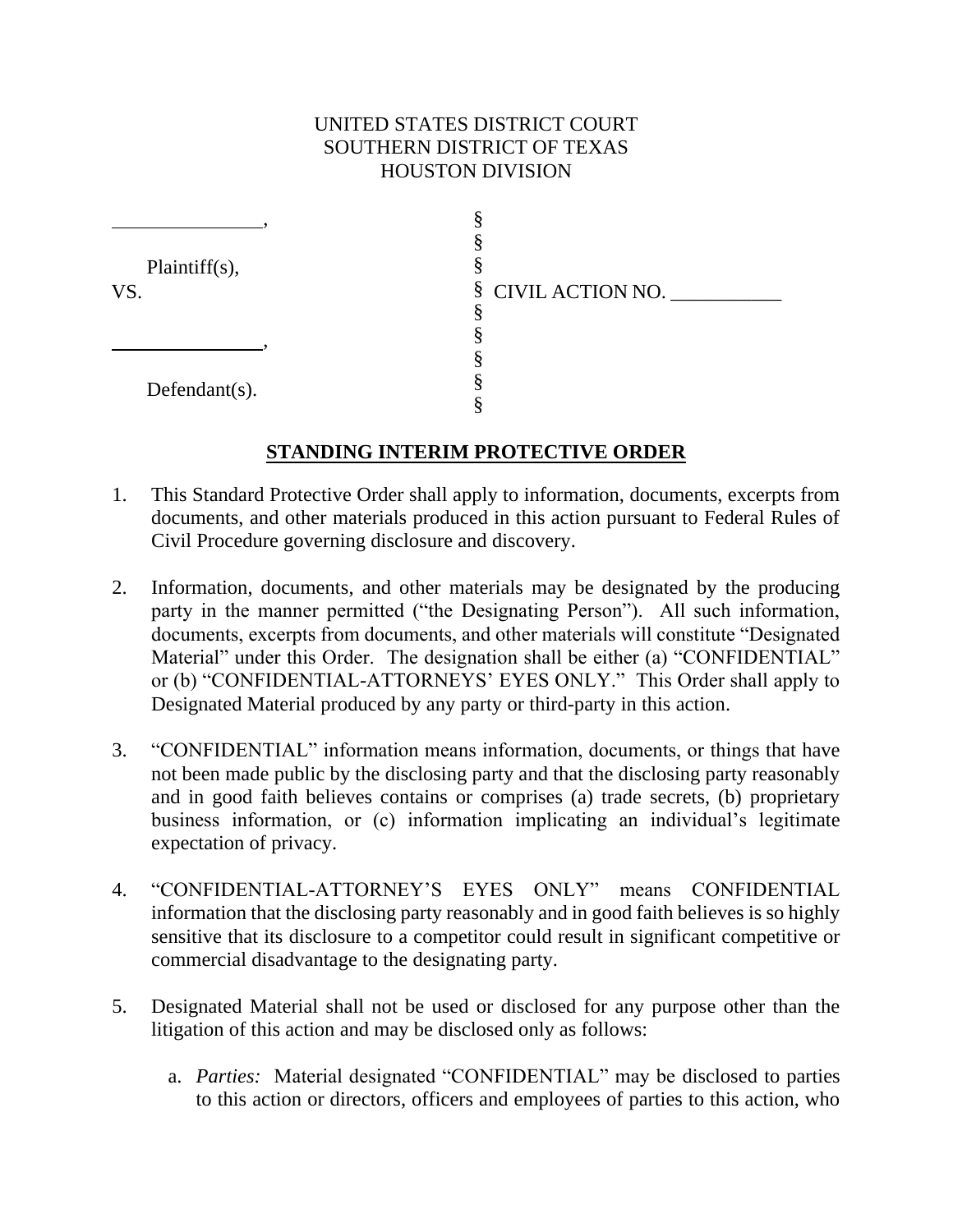UNITED STATES DISTRICT COURT
SOUTHERN DISTRICT OF TEXAS
HOUSTON DIVISION

| | | |
|---|---|---|
| ______________, | § | |
| | § | |
| Plaintiff(s), | § | |
| VS. | § | CIVIL ACTION NO. ___________ |
| | § | |
| ______________, | § | |
| | § | |
| Defendant(s). | § | |
| | § | |

**STANDING INTERIM PROTECTIVE ORDER**

1. This Standard Protective Order shall apply to information, documents, excerpts from documents, and other materials produced in this action pursuant to Federal Rules of Civil Procedure governing disclosure and discovery.

2. Information, documents, and other materials may be designated by the producing party in the manner permitted ("the Designating Person"). All such information, documents, excerpts from documents, and other materials will constitute "Designated Material" under this Order. The designation shall be either (a) "CONFIDENTIAL" or (b) "CONFIDENTIAL-ATTORNEYS' EYES ONLY." This Order shall apply to Designated Material produced by any party or third-party in this action.

3. "CONFIDENTIAL" information means information, documents, or things that have not been made public by the disclosing party and that the disclosing party reasonably and in good faith believes contains or comprises (a) trade secrets, (b) proprietary business information, or (c) information implicating an individual's legitimate expectation of privacy.

4. "CONFIDENTIAL-ATTORNEY'S EYES ONLY" means CONFIDENTIAL information that the disclosing party reasonably and in good faith believes is so highly sensitive that its disclosure to a competitor could result in significant competitive or commercial disadvantage to the designating party.

5. Designated Material shall not be used or disclosed for any purpose other than the litigation of this action and may be disclosed only as follows:

   a. *Parties:* Material designated "CONFIDENTIAL" may be disclosed to parties to this action or directors, officers and employees of parties to this action, who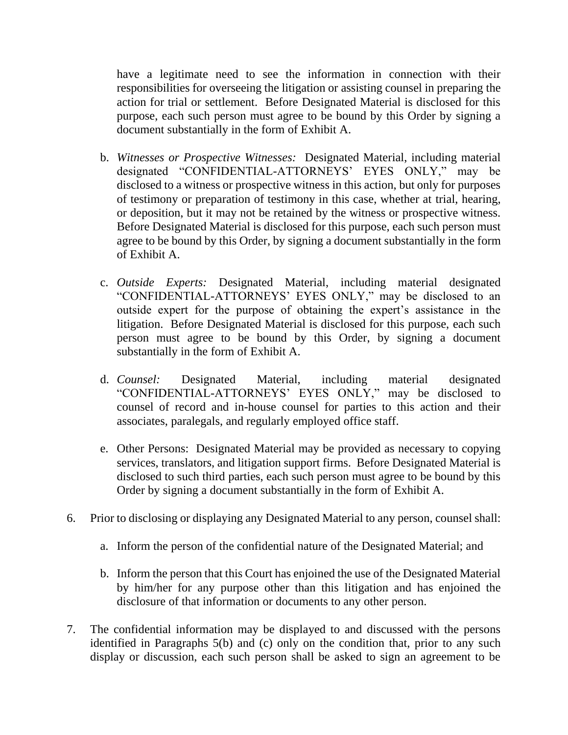have a legitimate need to see the information in connection with their responsibilities for overseeing the litigation or assisting counsel in preparing the action for trial or settlement. Before Designated Material is disclosed for this purpose, each such person must agree to be bound by this Order by signing a document substantially in the form of Exhibit A.

b. *Witnesses or Prospective Witnesses:* Designated Material, including material designated "CONFIDENTIAL-ATTORNEYS' EYES ONLY," may be disclosed to a witness or prospective witness in this action, but only for purposes of testimony or preparation of testimony in this case, whether at trial, hearing, or deposition, but it may not be retained by the witness or prospective witness. Before Designated Material is disclosed for this purpose, each such person must agree to be bound by this Order, by signing a document substantially in the form of Exhibit A.

c. *Outside Experts:* Designated Material, including material designated "CONFIDENTIAL-ATTORNEYS' EYES ONLY," may be disclosed to an outside expert for the purpose of obtaining the expert's assistance in the litigation. Before Designated Material is disclosed for this purpose, each such person must agree to be bound by this Order, by signing a document substantially in the form of Exhibit A.

d. *Counsel:* Designated Material, including material designated "CONFIDENTIAL-ATTORNEYS' EYES ONLY," may be disclosed to counsel of record and in-house counsel for parties to this action and their associates, paralegals, and regularly employed office staff.

e. Other Persons: Designated Material may be provided as necessary to copying services, translators, and litigation support firms. Before Designated Material is disclosed to such third parties, each such person must agree to be bound by this Order by signing a document substantially in the form of Exhibit A.

6. Prior to disclosing or displaying any Designated Material to any person, counsel shall:

   a. Inform the person of the confidential nature of the Designated Material; and

   b. Inform the person that this Court has enjoined the use of the Designated Material by him/her for any purpose other than this litigation and has enjoined the disclosure of that information or documents to any other person.

7. The confidential information may be displayed to and discussed with the persons identified in Paragraphs 5(b) and (c) only on the condition that, prior to any such display or discussion, each such person shall be asked to sign an agreement to be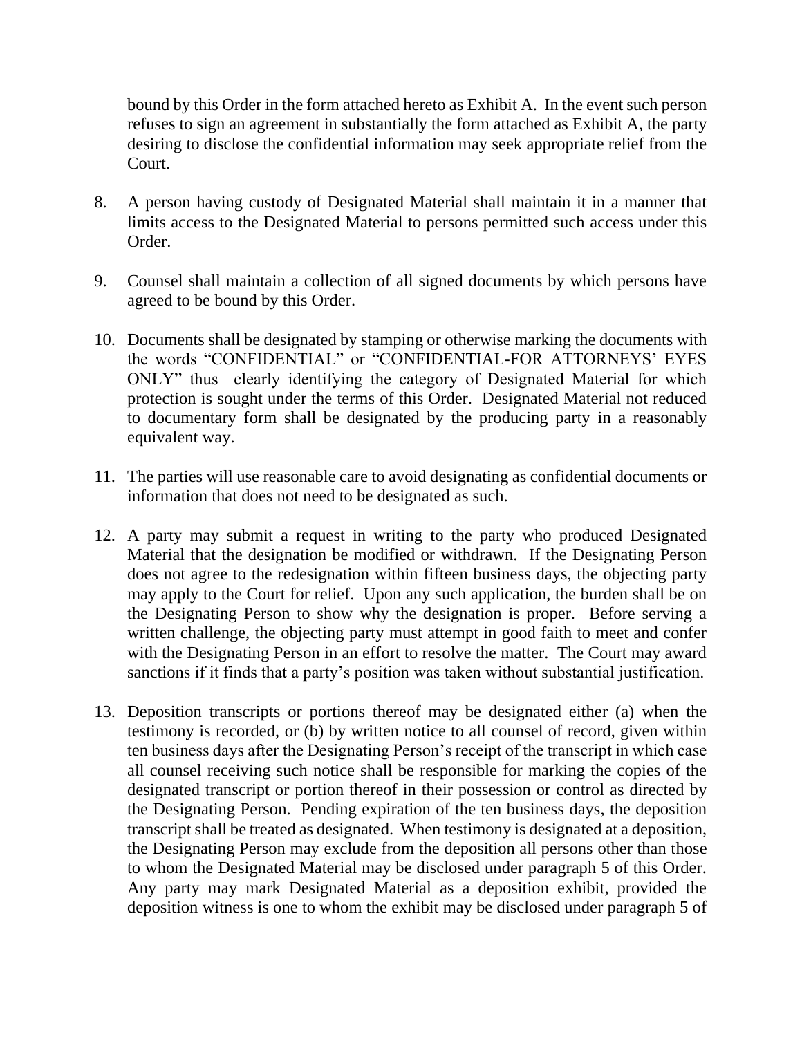bound by this Order in the form attached hereto as Exhibit A. In the event such person refuses to sign an agreement in substantially the form attached as Exhibit A, the party desiring to disclose the confidential information may seek appropriate relief from the Court.

8. A person having custody of Designated Material shall maintain it in a manner that limits access to the Designated Material to persons permitted such access under this Order.

9. Counsel shall maintain a collection of all signed documents by which persons have agreed to be bound by this Order.

10. Documents shall be designated by stamping or otherwise marking the documents with the words "CONFIDENTIAL" or "CONFIDENTIAL-FOR ATTORNEYS' EYES ONLY" thus clearly identifying the category of Designated Material for which protection is sought under the terms of this Order. Designated Material not reduced to documentary form shall be designated by the producing party in a reasonably equivalent way.

11. The parties will use reasonable care to avoid designating as confidential documents or information that does not need to be designated as such.

12. A party may submit a request in writing to the party who produced Designated Material that the designation be modified or withdrawn. If the Designating Person does not agree to the redesignation within fifteen business days, the objecting party may apply to the Court for relief. Upon any such application, the burden shall be on the Designating Person to show why the designation is proper. Before serving a written challenge, the objecting party must attempt in good faith to meet and confer with the Designating Person in an effort to resolve the matter. The Court may award sanctions if it finds that a party's position was taken without substantial justification.

13. Deposition transcripts or portions thereof may be designated either (a) when the testimony is recorded, or (b) by written notice to all counsel of record, given within ten business days after the Designating Person's receipt of the transcript in which case all counsel receiving such notice shall be responsible for marking the copies of the designated transcript or portion thereof in their possession or control as directed by the Designating Person. Pending expiration of the ten business days, the deposition transcript shall be treated as designated. When testimony is designated at a deposition, the Designating Person may exclude from the deposition all persons other than those to whom the Designated Material may be disclosed under paragraph 5 of this Order. Any party may mark Designated Material as a deposition exhibit, provided the deposition witness is one to whom the exhibit may be disclosed under paragraph 5 of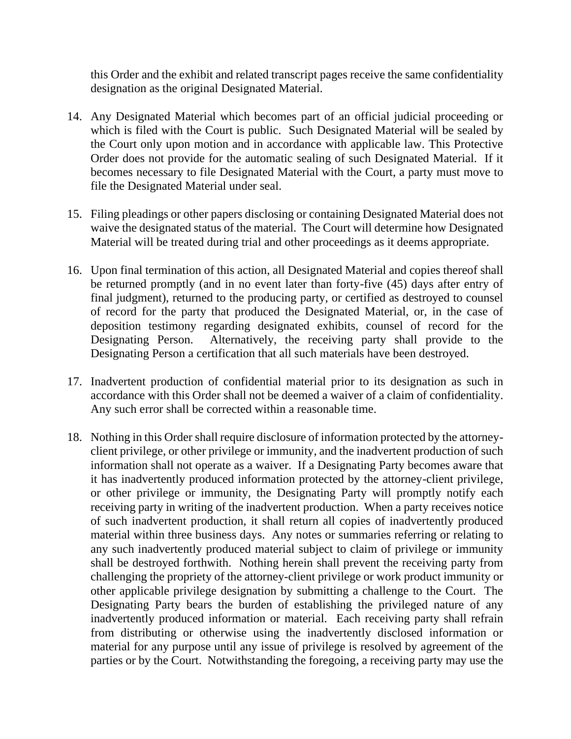this Order and the exhibit and related transcript pages receive the same confidentiality designation as the original Designated Material.

14. Any Designated Material which becomes part of an official judicial proceeding or which is filed with the Court is public. Such Designated Material will be sealed by the Court only upon motion and in accordance with applicable law. This Protective Order does not provide for the automatic sealing of such Designated Material. If it becomes necessary to file Designated Material with the Court, a party must move to file the Designated Material under seal.

15. Filing pleadings or other papers disclosing or containing Designated Material does not waive the designated status of the material. The Court will determine how Designated Material will be treated during trial and other proceedings as it deems appropriate.

16. Upon final termination of this action, all Designated Material and copies thereof shall be returned promptly (and in no event later than forty-five (45) days after entry of final judgment), returned to the producing party, or certified as destroyed to counsel of record for the party that produced the Designated Material, or, in the case of deposition testimony regarding designated exhibits, counsel of record for the Designating Person. Alternatively, the receiving party shall provide to the Designating Person a certification that all such materials have been destroyed.

17. Inadvertent production of confidential material prior to its designation as such in accordance with this Order shall not be deemed a waiver of a claim of confidentiality. Any such error shall be corrected within a reasonable time.

18. Nothing in this Order shall require disclosure of information protected by the attorney-client privilege, or other privilege or immunity, and the inadvertent production of such information shall not operate as a waiver. If a Designating Party becomes aware that it has inadvertently produced information protected by the attorney-client privilege, or other privilege or immunity, the Designating Party will promptly notify each receiving party in writing of the inadvertent production. When a party receives notice of such inadvertent production, it shall return all copies of inadvertently produced material within three business days. Any notes or summaries referring or relating to any such inadvertently produced material subject to claim of privilege or immunity shall be destroyed forthwith. Nothing herein shall prevent the receiving party from challenging the propriety of the attorney-client privilege or work product immunity or other applicable privilege designation by submitting a challenge to the Court. The Designating Party bears the burden of establishing the privileged nature of any inadvertently produced information or material. Each receiving party shall refrain from distributing or otherwise using the inadvertently disclosed information or material for any purpose until any issue of privilege is resolved by agreement of the parties or by the Court. Notwithstanding the foregoing, a receiving party may use the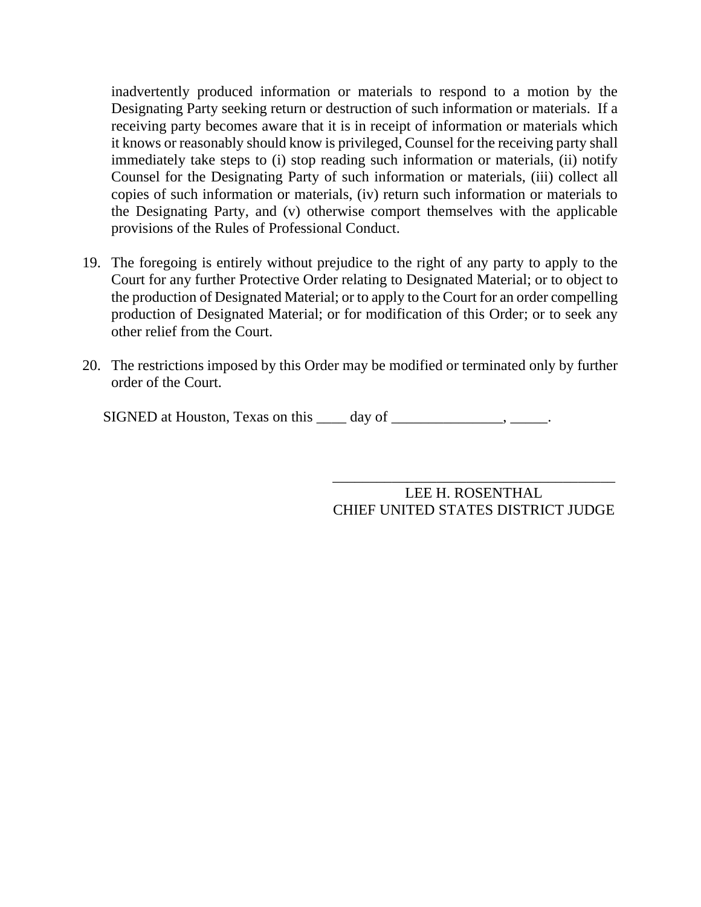inadvertently produced information or materials to respond to a motion by the Designating Party seeking return or destruction of such information or materials. If a receiving party becomes aware that it is in receipt of information or materials which it knows or reasonably should know is privileged, Counsel for the receiving party shall immediately take steps to (i) stop reading such information or materials, (ii) notify Counsel for the Designating Party of such information or materials, (iii) collect all copies of such information or materials, (iv) return such information or materials to the Designating Party, and (v) otherwise comport themselves with the applicable provisions of the Rules of Professional Conduct.

19. The foregoing is entirely without prejudice to the right of any party to apply to the Court for any further Protective Order relating to Designated Material; or to object to the production of Designated Material; or to apply to the Court for an order compelling production of Designated Material; or for modification of this Order; or to seek any other relief from the Court.

20. The restrictions imposed by this Order may be modified or terminated only by further order of the Court.

SIGNED at Houston, Texas on this ____ day of _______________, _____.

_______________________________________
LEE H. ROSENTHAL
CHIEF UNITED STATES DISTRICT JUDGE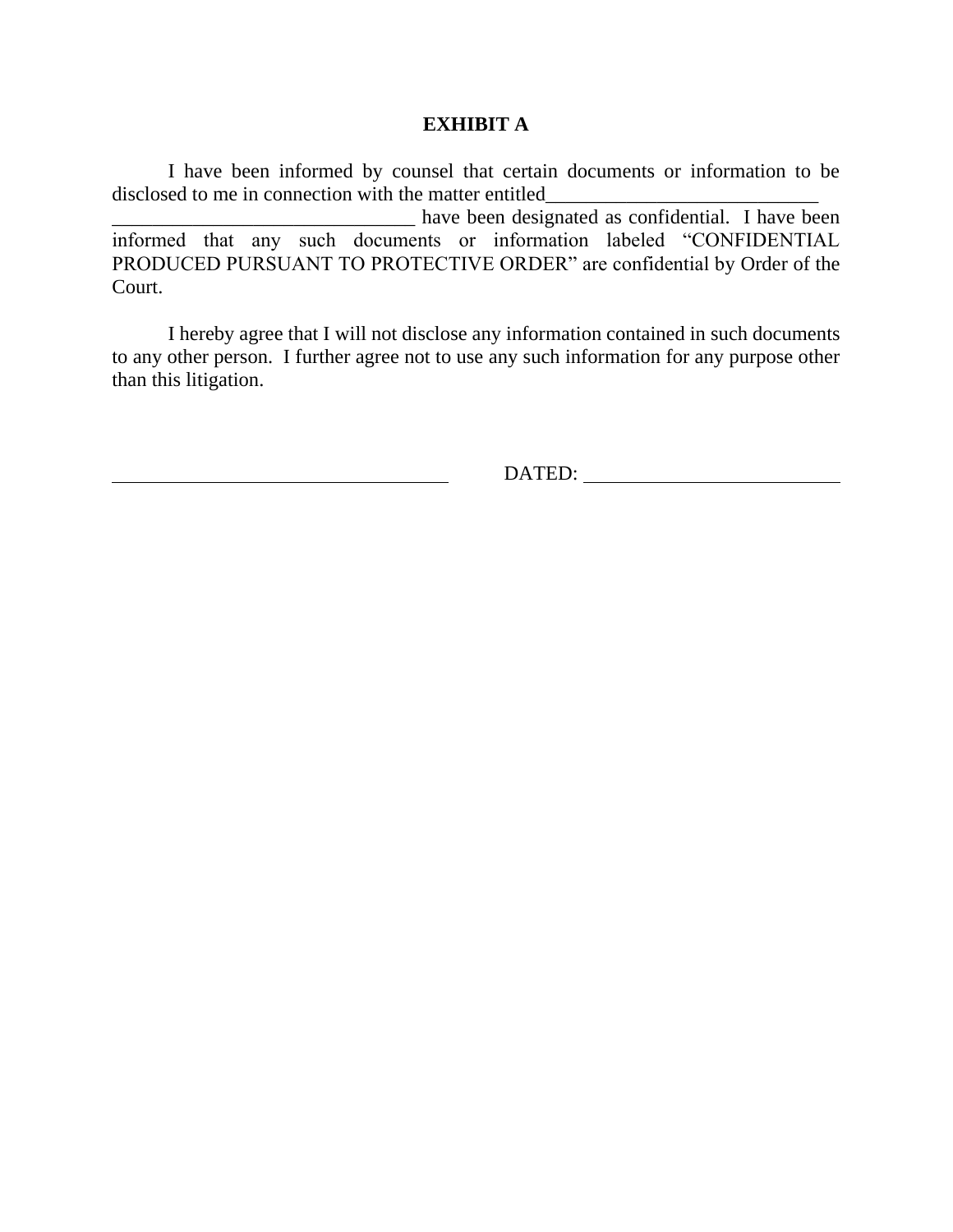# EXHIBIT A

I have been informed by counsel that certain documents or information to be disclosed to me in connection with the matter entitled___________________________ ______________________________ have been designated as confidential. I have been informed that any such documents or information labeled "CONFIDENTIAL PRODUCED PURSUANT TO PROTECTIVE ORDER" are confidential by Order of the Court.

I hereby agree that I will not disclose any information contained in such documents to any other person. I further agree not to use any such information for any purpose other than this litigation.

_________________________________ DATED: _________________________